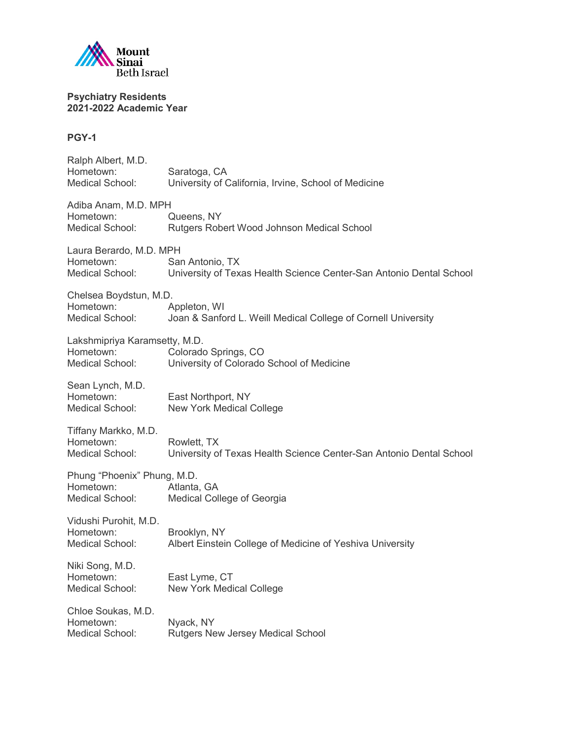Mount Sinai Beth Israel

**Psychiatry Residents**
**2021-2022 Academic Year**

**PGY-1**

Ralph Albert, M.D.
Hometown: Saratoga, CA
Medical School: University of California, Irvine, School of Medicine

Adiba Anam, M.D. MPH
Hometown: Queens, NY
Medical School: Rutgers Robert Wood Johnson Medical School

Laura Berardo, M.D. MPH
Hometown: San Antonio, TX
Medical School: University of Texas Health Science Center-San Antonio Dental School

Chelsea Boydstun, M.D.
Hometown: Appleton, WI
Medical School: Joan & Sanford L. Weill Medical College of Cornell University

Lakshmipriya Karamsetty, M.D.
Hometown: Colorado Springs, CO
Medical School: University of Colorado School of Medicine

Sean Lynch, M.D.
Hometown: East Northport, NY
Medical School: New York Medical College

Tiffany Markko, M.D.
Hometown: Rowlett, TX
Medical School: University of Texas Health Science Center-San Antonio Dental School

Phung "Phoenix" Phung, M.D.
Hometown: Atlanta, GA
Medical School: Medical College of Georgia

Vidushi Purohit, M.D.
Hometown: Brooklyn, NY
Medical School: Albert Einstein College of Medicine of Yeshiva University

Niki Song, M.D.
Hometown: East Lyme, CT
Medical School: New York Medical College

Chloe Soukas, M.D.
Hometown: Nyack, NY
Medical School: Rutgers New Jersey Medical School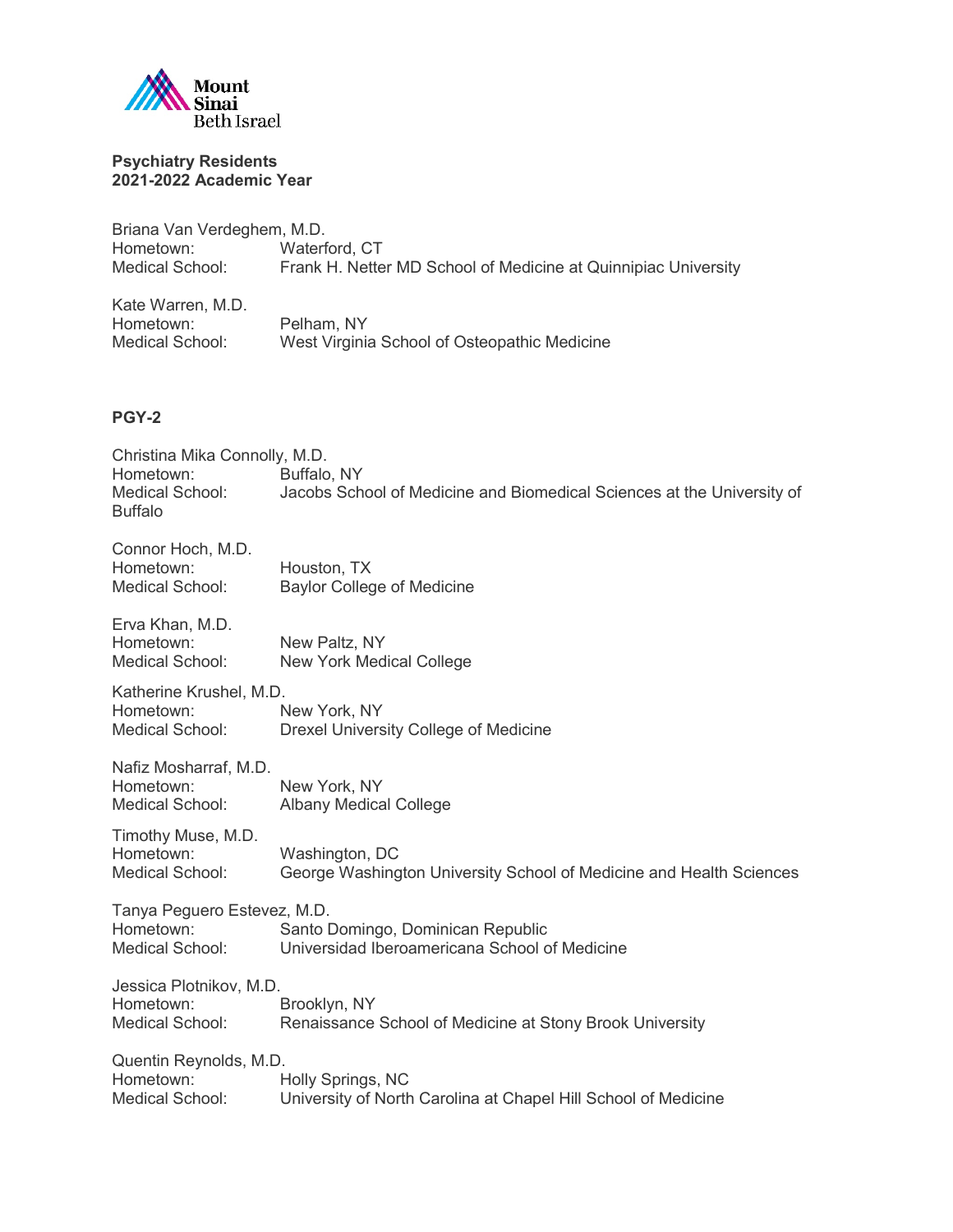**Psychiatry Residents**
**2021-2022 Academic Year**

Briana Van Verdeghem, M.D.
Hometown: Waterford, CT
Medical School: Frank H. Netter MD School of Medicine at Quinnipiac University

Kate Warren, M.D.
Hometown: Pelham, NY
Medical School: West Virginia School of Osteopathic Medicine

## PGY-2

Christina Mika Connolly, M.D.
Hometown: Buffalo, NY
Medical School: Jacobs School of Medicine and Biomedical Sciences at the University of Buffalo

Connor Hoch, M.D.
Hometown: Houston, TX
Medical School: Baylor College of Medicine

Erva Khan, M.D.
Hometown: New Paltz, NY
Medical School: New York Medical College

Katherine Krushel, M.D.
Hometown: New York, NY
Medical School: Drexel University College of Medicine

Nafiz Mosharraf, M.D.
Hometown: New York, NY
Medical School: Albany Medical College

Timothy Muse, M.D.
Hometown: Washington, DC
Medical School: George Washington University School of Medicine and Health Sciences

Tanya Peguero Estevez, M.D.
Hometown: Santo Domingo, Dominican Republic
Medical School: Universidad Iberoamericana School of Medicine

Jessica Plotnikov, M.D.
Hometown: Brooklyn, NY
Medical School: Renaissance School of Medicine at Stony Brook University

Quentin Reynolds, M.D.
Hometown: Holly Springs, NC
Medical School: University of North Carolina at Chapel Hill School of Medicine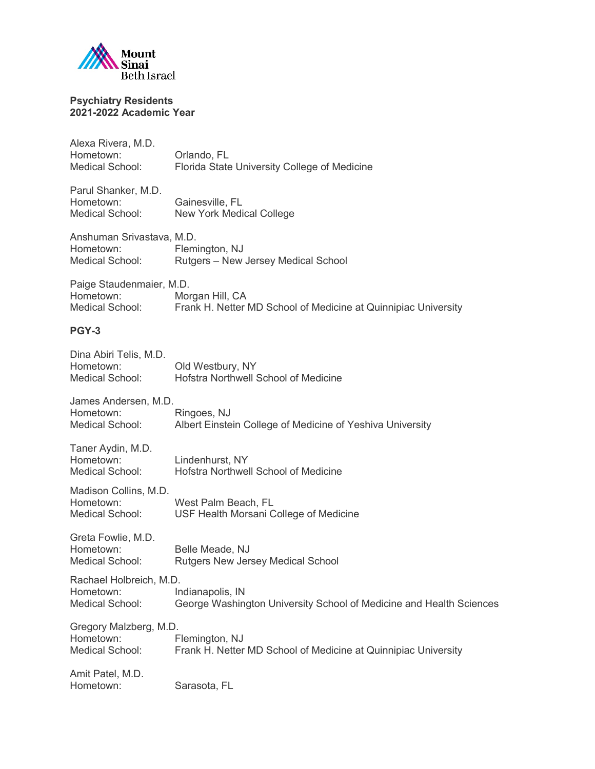**Psychiatry Residents**
**2021-2022 Academic Year**

Alexa Rivera, M.D.
Hometown: Orlando, FL
Medical School: Florida State University College of Medicine

Parul Shanker, M.D.
Hometown: Gainesville, FL
Medical School: New York Medical College

Anshuman Srivastava, M.D.
Hometown: Flemington, NJ
Medical School: Rutgers – New Jersey Medical School

Paige Staudenmaier, M.D.
Hometown: Morgan Hill, CA
Medical School: Frank H. Netter MD School of Medicine at Quinnipiac University

## PGY-3

Dina Abiri Telis, M.D.
Hometown: Old Westbury, NY
Medical School: Hofstra Northwell School of Medicine

James Andersen, M.D.
Hometown: Ringoes, NJ
Medical School: Albert Einstein College of Medicine of Yeshiva University

Taner Aydin, M.D.
Hometown: Lindenhurst, NY
Medical School: Hofstra Northwell School of Medicine

Madison Collins, M.D.
Hometown: West Palm Beach, FL
Medical School: USF Health Morsani College of Medicine

Greta Fowlie, M.D.
Hometown: Belle Meade, NJ
Medical School: Rutgers New Jersey Medical School

Rachael Holbreich, M.D.
Hometown: Indianapolis, IN
Medical School: George Washington University School of Medicine and Health Sciences

Gregory Malzberg, M.D.
Hometown: Flemington, NJ
Medical School: Frank H. Netter MD School of Medicine at Quinnipiac University

Amit Patel, M.D.
Hometown: Sarasota, FL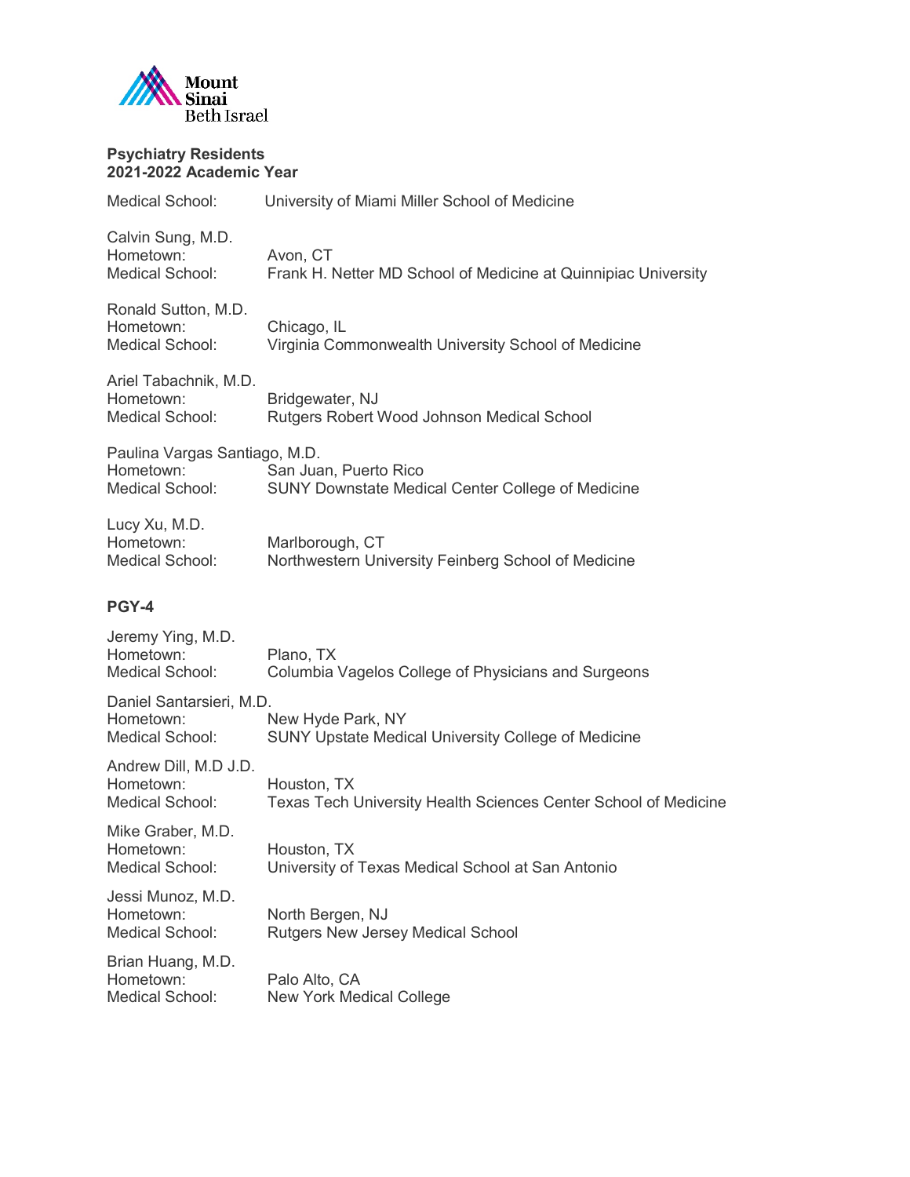**Psychiatry Residents**
**2021-2022 Academic Year**

Medical School: University of Miami Miller School of Medicine

Calvin Sung, M.D.
Hometown: Avon, CT
Medical School: Frank H. Netter MD School of Medicine at Quinnipiac University

Ronald Sutton, M.D.
Hometown: Chicago, IL
Medical School: Virginia Commonwealth University School of Medicine

Ariel Tabachnik, M.D.
Hometown: Bridgewater, NJ
Medical School: Rutgers Robert Wood Johnson Medical School

Paulina Vargas Santiago, M.D.
Hometown: San Juan, Puerto Rico
Medical School: SUNY Downstate Medical Center College of Medicine

Lucy Xu, M.D.
Hometown: Marlborough, CT
Medical School: Northwestern University Feinberg School of Medicine

## PGY-4

Jeremy Ying, M.D.
Hometown: Plano, TX
Medical School: Columbia Vagelos College of Physicians and Surgeons

Daniel Santarsieri, M.D.
Hometown: New Hyde Park, NY
Medical School: SUNY Upstate Medical University College of Medicine

Andrew Dill, M.D J.D.
Hometown: Houston, TX
Medical School: Texas Tech University Health Sciences Center School of Medicine

Mike Graber, M.D.
Hometown: Houston, TX
Medical School: University of Texas Medical School at San Antonio

Jessi Munoz, M.D.
Hometown: North Bergen, NJ
Medical School: Rutgers New Jersey Medical School

Brian Huang, M.D.
Hometown: Palo Alto, CA
Medical School: New York Medical College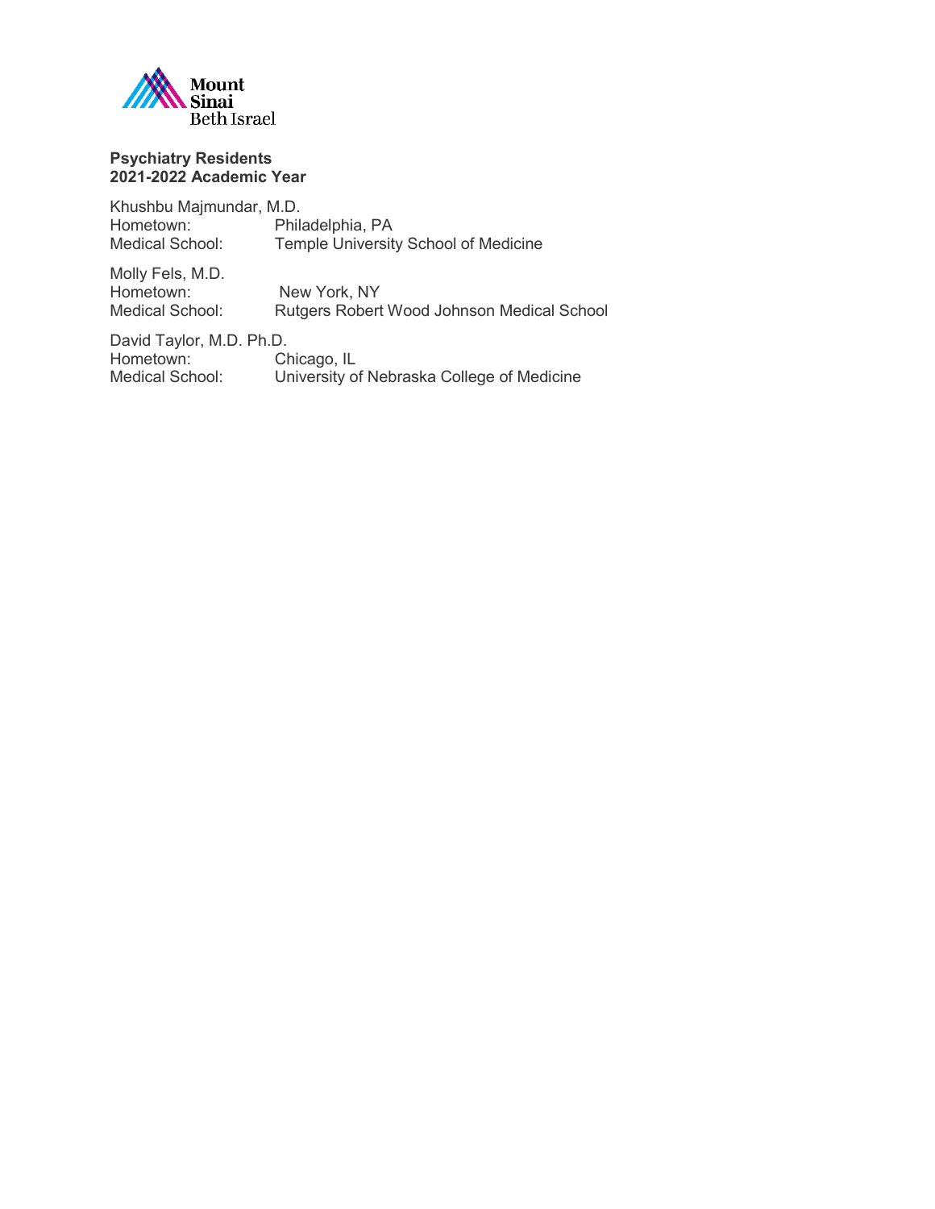Mount Sinai Beth Israel

**Psychiatry Residents**
**2021-2022 Academic Year**

Khushbu Majmundar, M.D.
Hometown: Philadelphia, PA
Medical School: Temple University School of Medicine

Molly Fels, M.D.
Hometown: New York, NY
Medical School: Rutgers Robert Wood Johnson Medical School

David Taylor, M.D. Ph.D.
Hometown: Chicago, IL
Medical School: University of Nebraska College of Medicine